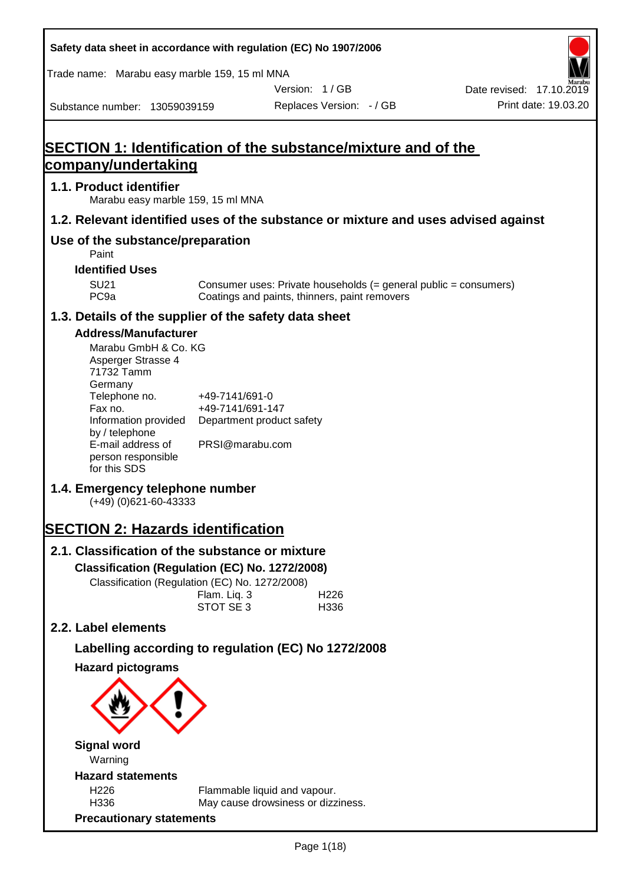Safety data sheet in accordance with regulation (EC) No 1907/2006

Trade name: Marabu easy marble 159, 15 ml MNA

Version: 1 / GB | Date revised: 17.10.2019

Substance number: 13059039159 | Replaces Version: - / GB | Print date: 19.03.20

# SECTION 1: Identification of the substance/mixture and of the company/undertaking

## 1.1. Product identifier

Marabu easy marble 159, 15 ml MNA

## 1.2. Relevant identified uses of the substance or mixture and uses advised against

## Use of the substance/preparation

Paint

### Identified Uses

| | |
|---|---|
| SU21 | Consumer uses: Private households (= general public = consumers) |
| PC9a | Coatings and paints, thinners, paint removers |

## 1.3. Details of the supplier of the safety data sheet

### Address/Manufacturer

Marabu GmbH & Co. KG
Asperger Strasse 4
71732 Tamm
Germany

| | |
|---|---|
| Telephone no. | +49-7141/691-0 |
| Fax no. | +49-7141/691-147 |
| Information provided by / telephone | Department product safety |
| E-mail address of person responsible for this SDS | PRSI@marabu.com |

## 1.4. Emergency telephone number

(+49) (0)621-60-43333

# SECTION 2: Hazards identification

## 2.1. Classification of the substance or mixture

### Classification (Regulation (EC) No. 1272/2008)

Classification (Regulation (EC) No. 1272/2008)

| | |
|---|---|
| Flam. Liq. 3 | H226 |
| STOT SE 3 | H336 |

## 2.2. Label elements

### Labelling according to regulation (EC) No 1272/2008

### Hazard pictograms

### Signal word

Warning

### Hazard statements

| | |
|---|---|
| H226 | Flammable liquid and vapour. |
| H336 | May cause drowsiness or dizziness. |

### Precautionary statements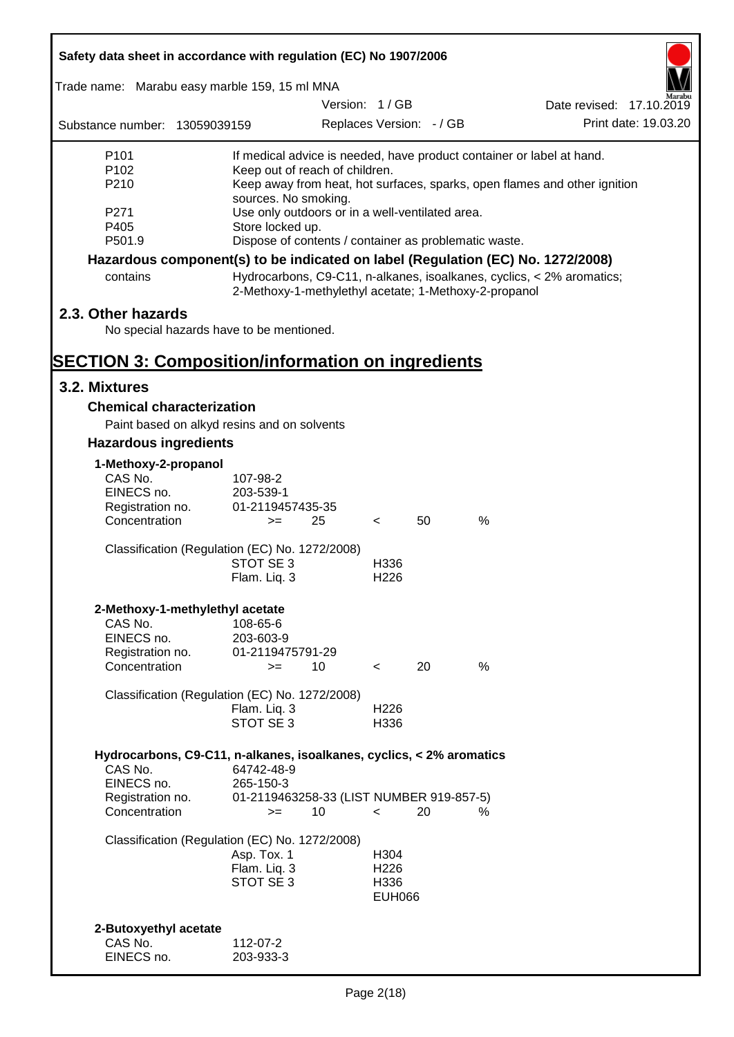| | |
|---|---|
| P101 | If medical advice is needed, have product container or label at hand. |
| P102 | Keep out of reach of children. |
| P210 | Keep away from heat, hot surfaces, sparks, open flames and other ignition sources. No smoking. |
| P271 | Use only outdoors or in a well-ventilated area. |
| P405 | Store locked up. |
| P501.9 | Dispose of contents / container as problematic waste. |

**Hazardous component(s) to be indicated on label (Regulation (EC) No. 1272/2008)**

| | |
|---|---|
| contains | Hydrocarbons, C9-C11, n-alkanes, isoalkanes, cyclics, < 2% aromatics; 2-Methoxy-1-methylethyl acetate; 1-Methoxy-2-propanol |

## 2.3. Other hazards

No special hazards have to be mentioned.

# SECTION 3: Composition/information on ingredients

## 3.2. Mixtures

### Chemical characterization

Paint based on alkyd resins and on solvents

### Hazardous ingredients

**1-Methoxy-2-propanol**

| | | | | | |
|---|---|---|---|---|---|
| CAS No. | 107-98-2 | | | | |
| EINECS no. | 203-539-1 | | | | |
| Registration no. | 01-2119457435-35 | | | | |
| Concentration | >= | 25 | < | 50 | % |

Classification (Regulation (EC) No. 1272/2008)

| | |
|---|---|
| STOT SE 3 | H336 |
| Flam. Liq. 3 | H226 |

**2-Methoxy-1-methylethyl acetate**

| | | | | | |
|---|---|---|---|---|---|
| CAS No. | 108-65-6 | | | | |
| EINECS no. | 203-603-9 | | | | |
| Registration no. | 01-2119475791-29 | | | | |
| Concentration | >= | 10 | < | 20 | % |

Classification (Regulation (EC) No. 1272/2008)

| | |
|---|---|
| Flam. Liq. 3 | H226 |
| STOT SE 3 | H336 |

**Hydrocarbons, C9-C11, n-alkanes, isoalkanes, cyclics, < 2% aromatics**

| | | | | | |
|---|---|---|---|---|---|
| CAS No. | 64742-48-9 | | | | |
| EINECS no. | 265-150-3 | | | | |
| Registration no. | 01-2119463258-33 (LIST NUMBER 919-857-5) | | | | |
| Concentration | >= | 10 | < | 20 | % |

Classification (Regulation (EC) No. 1272/2008)

| | |
|---|---|
| Asp. Tox. 1 | H304 |
| Flam. Liq. 3 | H226 |
| STOT SE 3 | H336 |
| | EUH066 |

**2-Butoxyethyl acetate**

| | |
|---|---|
| CAS No. | 112-07-2 |
| EINECS no. | 203-933-3 |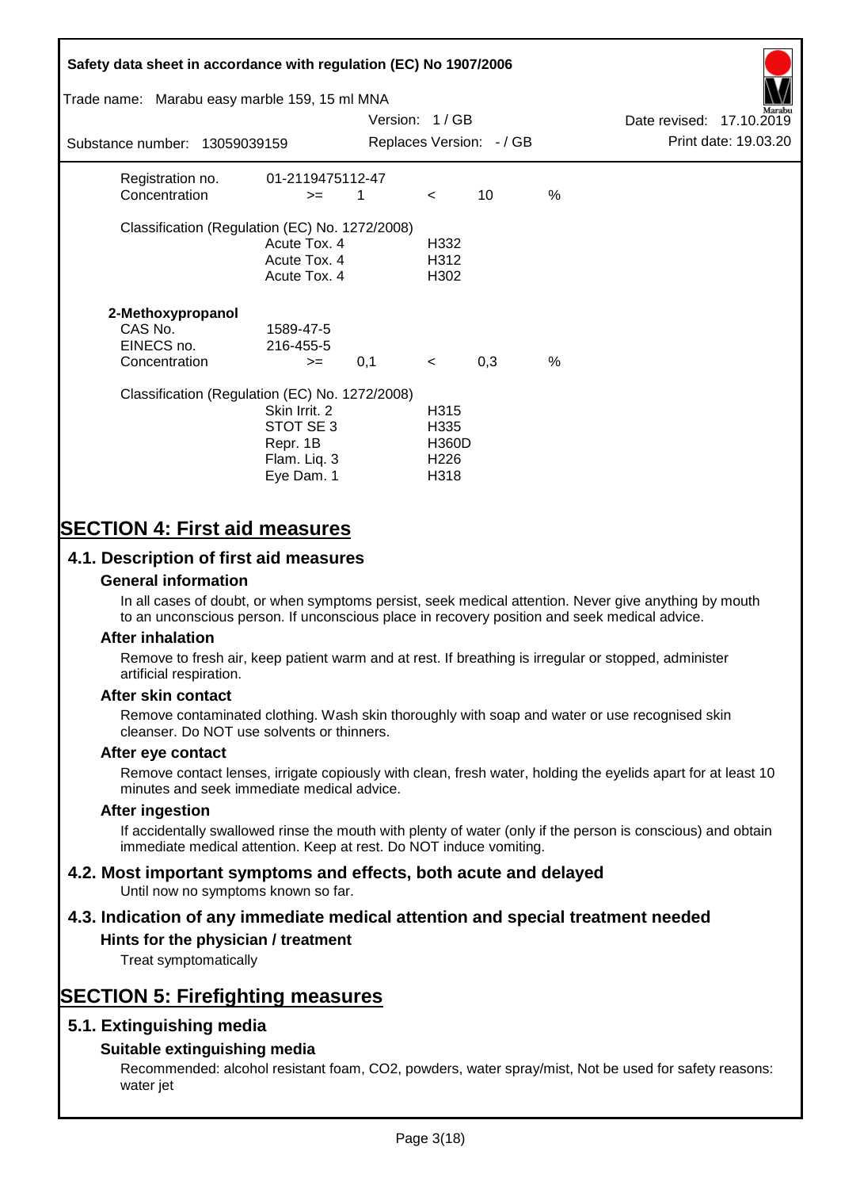| | | | | | |
|---|---|---|---|---|---|
| Registration no. | 01-2119475112-47 | | | | |
| Concentration | >= | 1 | < | 10 | % |

Classification (Regulation (EC) No. 1272/2008)

| | |
|---|---|
| Acute Tox. 4 | H332 |
| Acute Tox. 4 | H312 |
| Acute Tox. 4 | H302 |

**2-Methoxypropanol**

| | | | | | |
|---|---|---|---|---|---|
| CAS No. | 1589-47-5 | | | | |
| EINECS no. | 216-455-5 | | | | |
| Concentration | >= | 0,1 | < | 0,3 | % |

Classification (Regulation (EC) No. 1272/2008)

| | |
|---|---|
| Skin Irrit. 2 | H315 |
| STOT SE 3 | H335 |
| Repr. 1B | H360D |
| Flam. Liq. 3 | H226 |
| Eye Dam. 1 | H318 |

# SECTION 4: First aid measures

## 4.1. Description of first aid measures

### General information

In all cases of doubt, or when symptoms persist, seek medical attention. Never give anything by mouth to an unconscious person. If unconscious place in recovery position and seek medical advice.

### After inhalation

Remove to fresh air, keep patient warm and at rest. If breathing is irregular or stopped, administer artificial respiration.

### After skin contact

Remove contaminated clothing. Wash skin thoroughly with soap and water or use recognised skin cleanser. Do NOT use solvents or thinners.

### After eye contact

Remove contact lenses, irrigate copiously with clean, fresh water, holding the eyelids apart for at least 10 minutes and seek immediate medical advice.

### After ingestion

If accidentally swallowed rinse the mouth with plenty of water (only if the person is conscious) and obtain immediate medical attention. Keep at rest. Do NOT induce vomiting.

## 4.2. Most important symptoms and effects, both acute and delayed

Until now no symptoms known so far.

## 4.3. Indication of any immediate medical attention and special treatment needed

### Hints for the physician / treatment

Treat symptomatically

# SECTION 5: Firefighting measures

## 5.1. Extinguishing media

### Suitable extinguishing media

Recommended: alcohol resistant foam, CO2, powders, water spray/mist, Not be used for safety reasons: water jet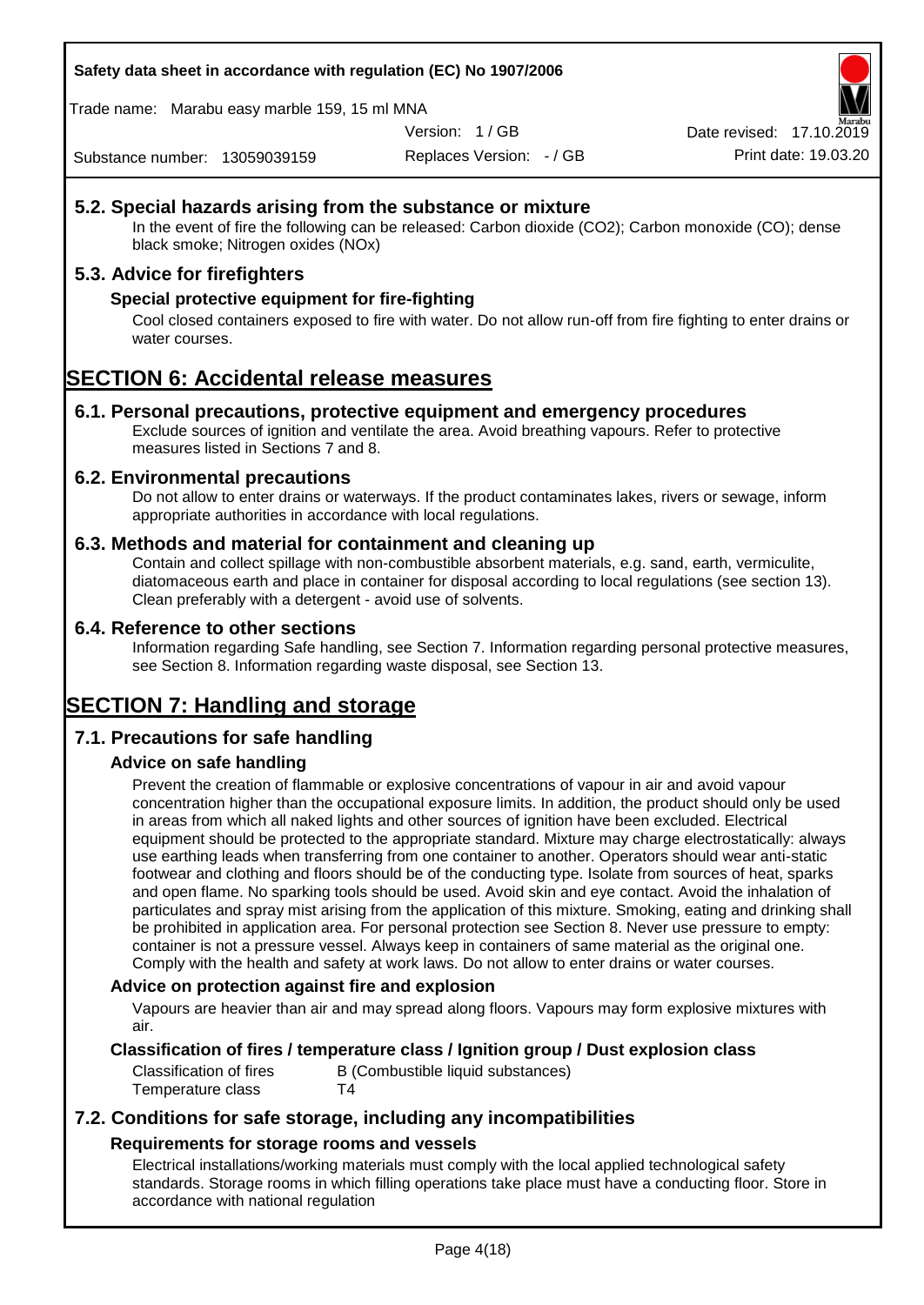## 5.2. Special hazards arising from the substance or mixture

In the event of fire the following can be released: Carbon dioxide ($CO_2$); Carbon monoxide (CO); dense black smoke; Nitrogen oxides (NOx)

## 5.3. Advice for firefighters

### Special protective equipment for fire-fighting

Cool closed containers exposed to fire with water. Do not allow run-off from fire fighting to enter drains or water courses.

# SECTION 6: Accidental release measures

## 6.1. Personal precautions, protective equipment and emergency procedures

Exclude sources of ignition and ventilate the area. Avoid breathing vapours. Refer to protective measures listed in Sections 7 and 8.

## 6.2. Environmental precautions

Do not allow to enter drains or waterways. If the product contaminates lakes, rivers or sewage, inform appropriate authorities in accordance with local regulations.

## 6.3. Methods and material for containment and cleaning up

Contain and collect spillage with non-combustible absorbent materials, e.g. sand, earth, vermiculite, diatomaceous earth and place in container for disposal according to local regulations (see section 13). Clean preferably with a detergent - avoid use of solvents.

## 6.4. Reference to other sections

Information regarding Safe handling, see Section 7. Information regarding personal protective measures, see Section 8. Information regarding waste disposal, see Section 13.

# SECTION 7: Handling and storage

## 7.1. Precautions for safe handling

### Advice on safe handling

Prevent the creation of flammable or explosive concentrations of vapour in air and avoid vapour concentration higher than the occupational exposure limits. In addition, the product should only be used in areas from which all naked lights and other sources of ignition have been excluded. Electrical equipment should be protected to the appropriate standard. Mixture may charge electrostatically: always use earthing leads when transferring from one container to another. Operators should wear anti-static footwear and clothing and floors should be of the conducting type. Isolate from sources of heat, sparks and open flame. No sparking tools should be used. Avoid skin and eye contact. Avoid the inhalation of particulates and spray mist arising from the application of this mixture. Smoking, eating and drinking shall be prohibited in application area. For personal protection see Section 8. Never use pressure to empty: container is not a pressure vessel. Always keep in containers of same material as the original one. Comply with the health and safety at work laws. Do not allow to enter drains or water courses.

### Advice on protection against fire and explosion

Vapours are heavier than air and may spread along floors. Vapours may form explosive mixtures with air.

### Classification of fires / temperature class / Ignition group / Dust explosion class

| | |
|---|---|
| Classification of fires | B (Combustible liquid substances) |
| Temperature class | T4 |

## 7.2. Conditions for safe storage, including any incompatibilities

### Requirements for storage rooms and vessels

Electrical installations/working materials must comply with the local applied technological safety standards. Storage rooms in which filling operations take place must have a conducting floor. Store in accordance with national regulation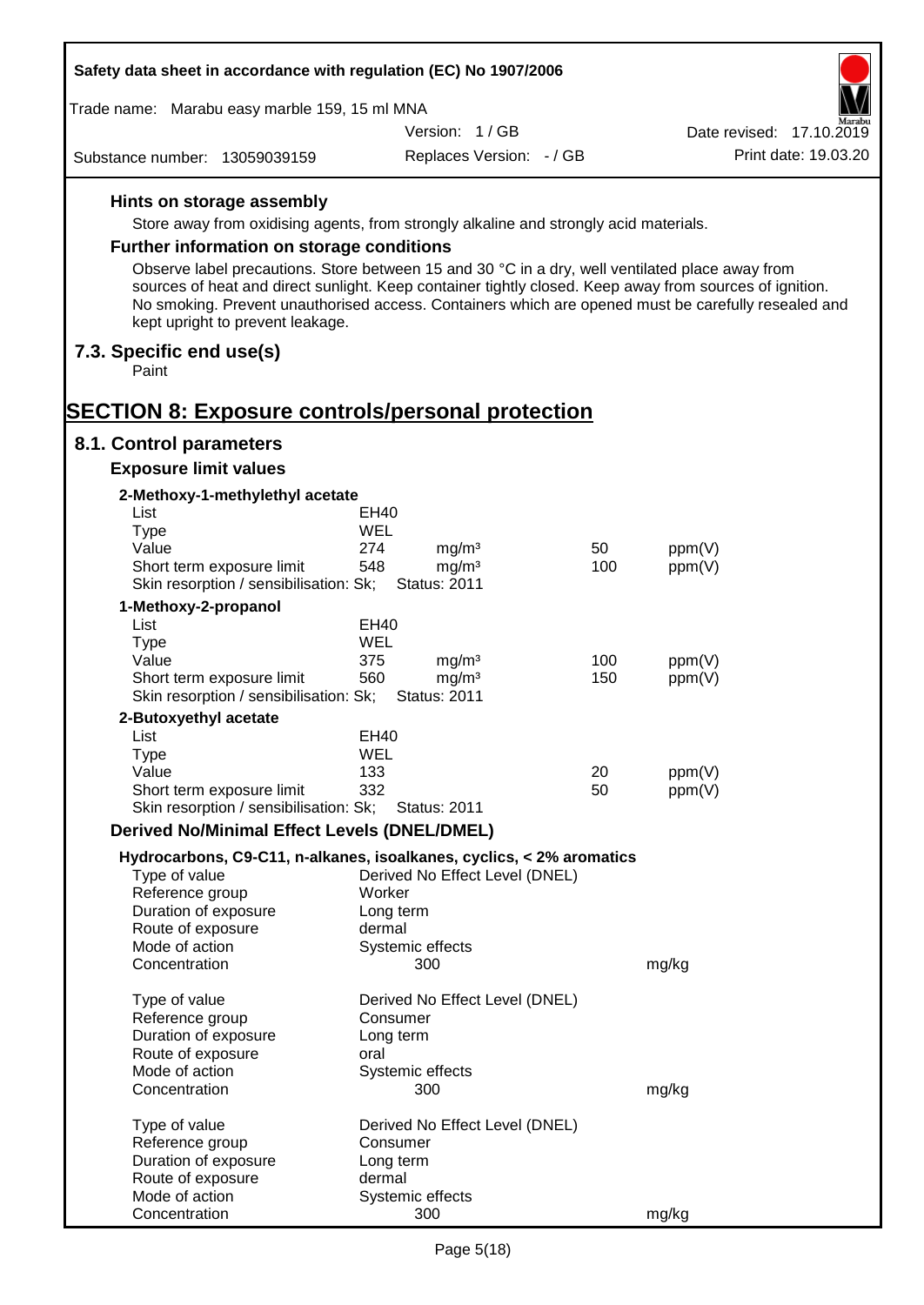### Hints on storage assembly

Store away from oxidising agents, from strongly alkaline and strongly acid materials.

### Further information on storage conditions

Observe label precautions. Store between 15 and 30 °C in a dry, well ventilated place away from sources of heat and direct sunlight. Keep container tightly closed. Keep away from sources of ignition. No smoking. Prevent unauthorised access. Containers which are opened must be carefully resealed and kept upright to prevent leakage.

## 7.3. Specific end use(s)

Paint

# SECTION 8: Exposure controls/personal protection

## 8.1. Control parameters

### Exposure limit values

**2-Methoxy-1-methylethyl acetate**

| | | | | |
|---|---|---|---|---|
| List | EH40 | | | |
| Type | WEL | | | |
| Value | 274 | mg/m³ | 50 | ppm(V) |
| Short term exposure limit | 548 | mg/m³ | 100 | ppm(V) |
| Skin resorption / sensibilisation: Sk; | Status: 2011 | | | |

**1-Methoxy-2-propanol**

| | | | | |
|---|---|---|---|---|
| List | EH40 | | | |
| Type | WEL | | | |
| Value | 375 | mg/m³ | 100 | ppm(V) |
| Short term exposure limit | 560 | mg/m³ | 150 | ppm(V) |
| Skin resorption / sensibilisation: Sk; | Status: 2011 | | | |

**2-Butoxyethyl acetate**

| | | | | |
|---|---|---|---|---|
| List | EH40 | | | |
| Type | WEL | | | |
| Value | 133 | | 20 | ppm(V) |
| Short term exposure limit | 332 | | 50 | ppm(V) |
| Skin resorption / sensibilisation: Sk; | Status: 2011 | | | |

### Derived No/Minimal Effect Levels (DNEL/DMEL)

**Hydrocarbons, C9-C11, n-alkanes, isoalkanes, cyclics, < 2% aromatics**

| | | |
|---|---|---|
| Type of value | Derived No Effect Level (DNEL) | |
| Reference group | Worker | |
| Duration of exposure | Long term | |
| Route of exposure | dermal | |
| Mode of action | Systemic effects | |
| Concentration | 300 | mg/kg |

| | | |
|---|---|---|
| Type of value | Derived No Effect Level (DNEL) | |
| Reference group | Consumer | |
| Duration of exposure | Long term | |
| Route of exposure | oral | |
| Mode of action | Systemic effects | |
| Concentration | 300 | mg/kg |

| | | |
|---|---|---|
| Type of value | Derived No Effect Level (DNEL) | |
| Reference group | Consumer | |
| Duration of exposure | Long term | |
| Route of exposure | dermal | |
| Mode of action | Systemic effects | |
| Concentration | 300 | mg/kg |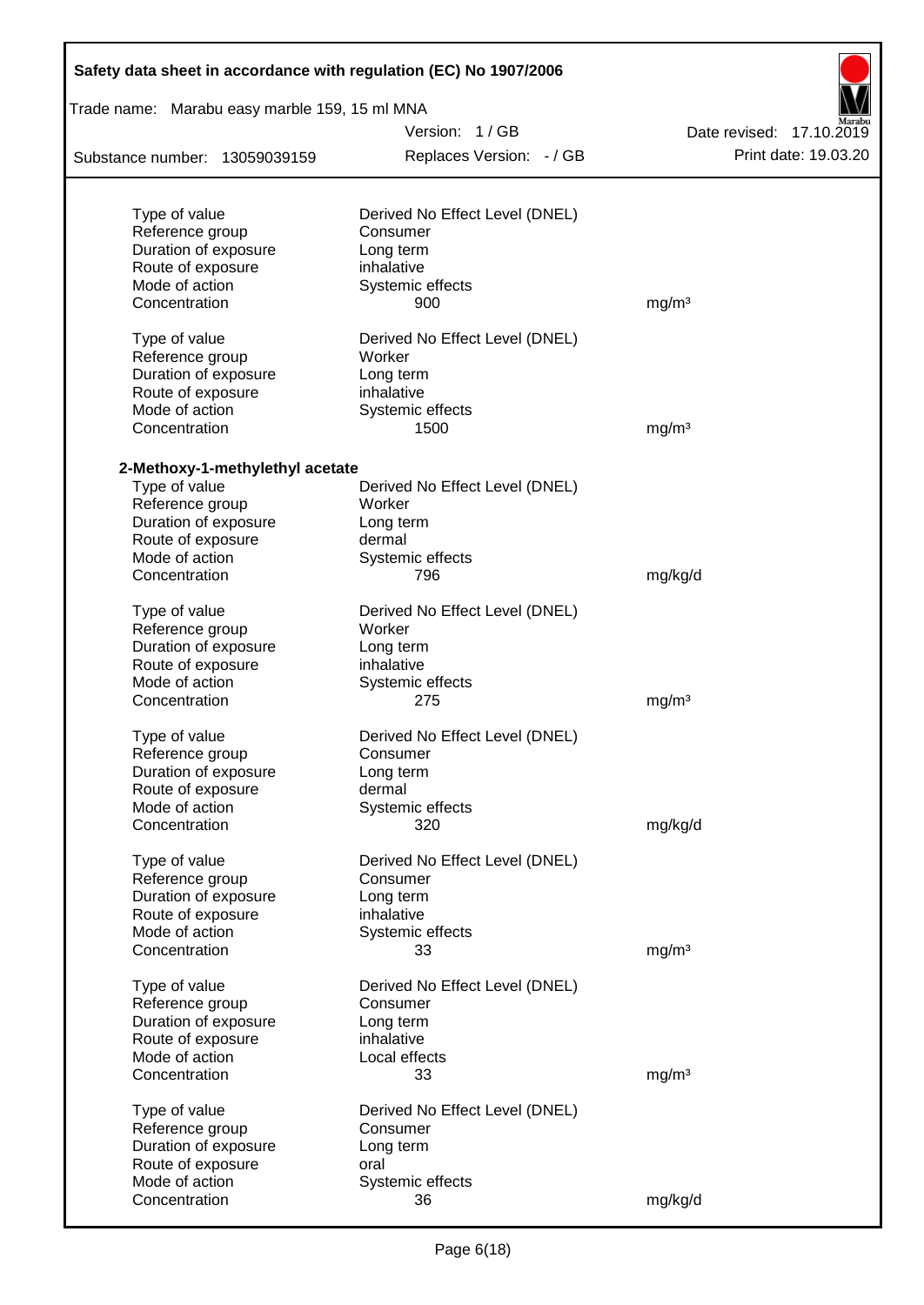| | | |
|---|---|---|
| Type of value | Derived No Effect Level (DNEL) | |
| Reference group | Consumer | |
| Duration of exposure | Long term | |
| Route of exposure | inhalative | |
| Mode of action | Systemic effects | |
| Concentration | 900 | mg/m³ |

| | | |
|---|---|---|
| Type of value | Derived No Effect Level (DNEL) | |
| Reference group | Worker | |
| Duration of exposure | Long term | |
| Route of exposure | inhalative | |
| Mode of action | Systemic effects | |
| Concentration | 1500 | mg/m³ |

**2-Methoxy-1-methylethyl acetate**

| | | |
|---|---|---|
| Type of value | Derived No Effect Level (DNEL) | |
| Reference group | Worker | |
| Duration of exposure | Long term | |
| Route of exposure | dermal | |
| Mode of action | Systemic effects | |
| Concentration | 796 | mg/kg/d |

| | | |
|---|---|---|
| Type of value | Derived No Effect Level (DNEL) | |
| Reference group | Worker | |
| Duration of exposure | Long term | |
| Route of exposure | inhalative | |
| Mode of action | Systemic effects | |
| Concentration | 275 | mg/m³ |

| | | |
|---|---|---|
| Type of value | Derived No Effect Level (DNEL) | |
| Reference group | Consumer | |
| Duration of exposure | Long term | |
| Route of exposure | dermal | |
| Mode of action | Systemic effects | |
| Concentration | 320 | mg/kg/d |

| | | |
|---|---|---|
| Type of value | Derived No Effect Level (DNEL) | |
| Reference group | Consumer | |
| Duration of exposure | Long term | |
| Route of exposure | inhalative | |
| Mode of action | Systemic effects | |
| Concentration | 33 | mg/m³ |

| | | |
|---|---|---|
| Type of value | Derived No Effect Level (DNEL) | |
| Reference group | Consumer | |
| Duration of exposure | Long term | |
| Route of exposure | inhalative | |
| Mode of action | Local effects | |
| Concentration | 33 | mg/m³ |

| | | |
|---|---|---|
| Type of value | Derived No Effect Level (DNEL) | |
| Reference group | Consumer | |
| Duration of exposure | Long term | |
| Route of exposure | oral | |
| Mode of action | Systemic effects | |
| Concentration | 36 | mg/kg/d |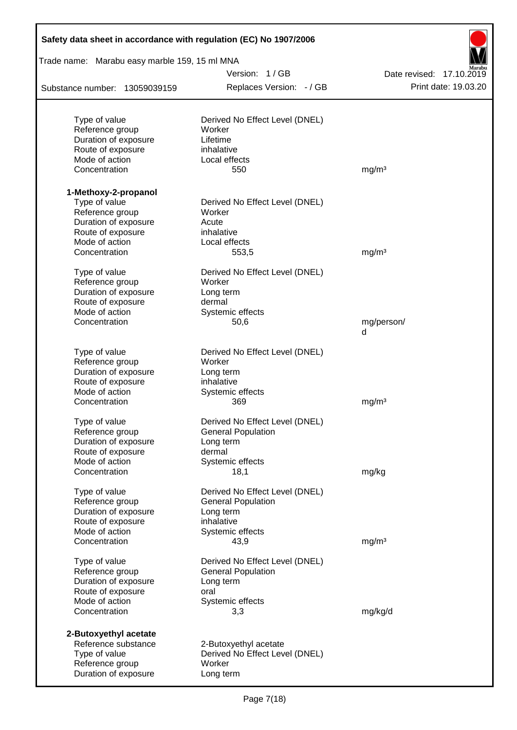| | | |
|---|---|---|
| Type of value | Derived No Effect Level (DNEL) | |
| Reference group | Worker | |
| Duration of exposure | Lifetime | |
| Route of exposure | inhalative | |
| Mode of action | Local effects | |
| Concentration | 550 | mg/m³ |

**1-Methoxy-2-propanol**

| | | |
|---|---|---|
| Type of value | Derived No Effect Level (DNEL) | |
| Reference group | Worker | |
| Duration of exposure | Acute | |
| Route of exposure | inhalative | |
| Mode of action | Local effects | |
| Concentration | 553,5 | mg/m³ |

| | | |
|---|---|---|
| Type of value | Derived No Effect Level (DNEL) | |
| Reference group | Worker | |
| Duration of exposure | Long term | |
| Route of exposure | dermal | |
| Mode of action | Systemic effects | |
| Concentration | 50,6 | mg/person/d |

| | | |
|---|---|---|
| Type of value | Derived No Effect Level (DNEL) | |
| Reference group | Worker | |
| Duration of exposure | Long term | |
| Route of exposure | inhalative | |
| Mode of action | Systemic effects | |
| Concentration | 369 | mg/m³ |

| | | |
|---|---|---|
| Type of value | Derived No Effect Level (DNEL) | |
| Reference group | General Population | |
| Duration of exposure | Long term | |
| Route of exposure | dermal | |
| Mode of action | Systemic effects | |
| Concentration | 18,1 | mg/kg |

| | | |
|---|---|---|
| Type of value | Derived No Effect Level (DNEL) | |
| Reference group | General Population | |
| Duration of exposure | Long term | |
| Route of exposure | inhalative | |
| Mode of action | Systemic effects | |
| Concentration | 43,9 | mg/m³ |

| | | |
|---|---|---|
| Type of value | Derived No Effect Level (DNEL) | |
| Reference group | General Population | |
| Duration of exposure | Long term | |
| Route of exposure | oral | |
| Mode of action | Systemic effects | |
| Concentration | 3,3 | mg/kg/d |

**2-Butoxyethyl acetate**

| | |
|---|---|
| Reference substance | 2-Butoxyethyl acetate |
| Type of value | Derived No Effect Level (DNEL) |
| Reference group | Worker |
| Duration of exposure | Long term |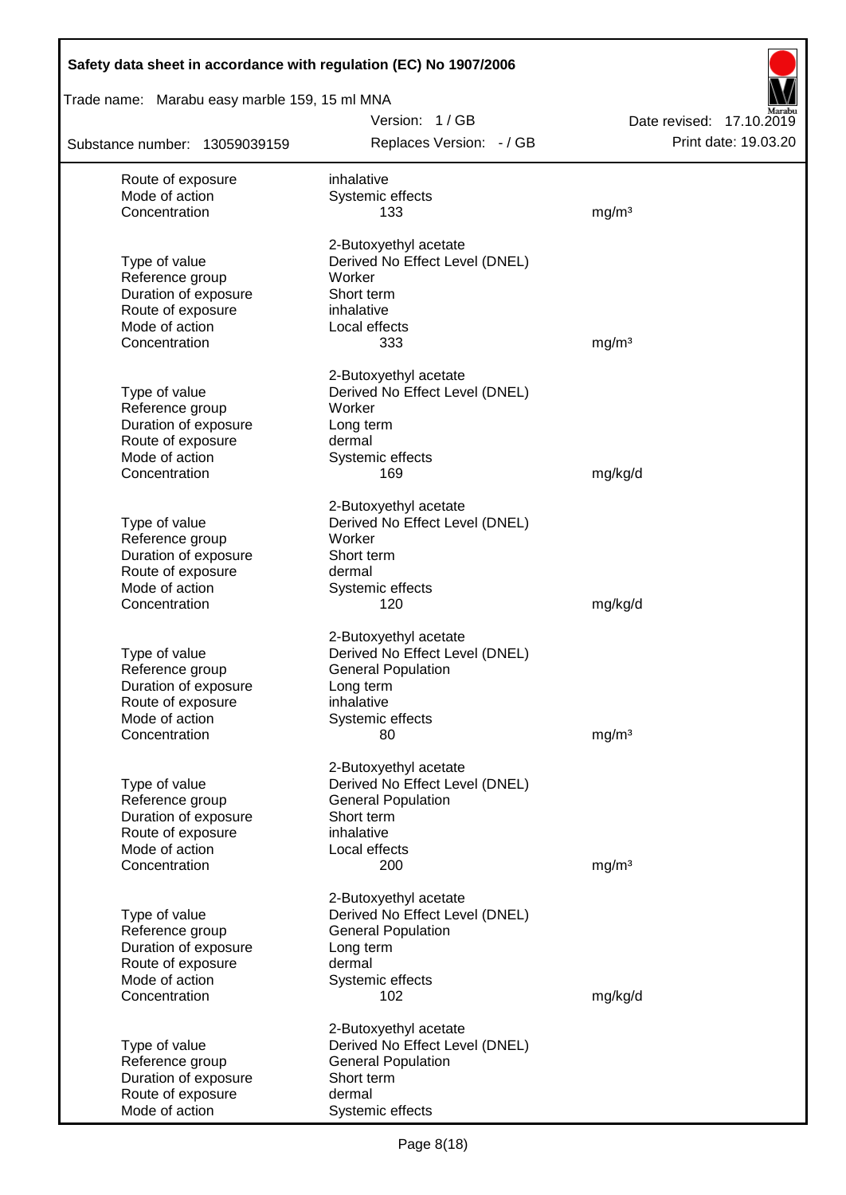| | | |
|---|---|---|
| Route of exposure | inhalative | |
| Mode of action | Systemic effects | |
| Concentration | 133 | mg/m³ |
| | | |
| | 2-Butoxyethyl acetate | |
| Type of value | Derived No Effect Level (DNEL) | |
| Reference group | Worker | |
| Duration of exposure | Short term | |
| Route of exposure | inhalative | |
| Mode of action | Local effects | |
| Concentration | 333 | mg/m³ |
| | | |
| | 2-Butoxyethyl acetate | |
| Type of value | Derived No Effect Level (DNEL) | |
| Reference group | Worker | |
| Duration of exposure | Long term | |
| Route of exposure | dermal | |
| Mode of action | Systemic effects | |
| Concentration | 169 | mg/kg/d |
| | | |
| | 2-Butoxyethyl acetate | |
| Type of value | Derived No Effect Level (DNEL) | |
| Reference group | Worker | |
| Duration of exposure | Short term | |
| Route of exposure | dermal | |
| Mode of action | Systemic effects | |
| Concentration | 120 | mg/kg/d |
| | | |
| | 2-Butoxyethyl acetate | |
| Type of value | Derived No Effect Level (DNEL) | |
| Reference group | General Population | |
| Duration of exposure | Long term | |
| Route of exposure | inhalative | |
| Mode of action | Systemic effects | |
| Concentration | 80 | mg/m³ |
| | | |
| | 2-Butoxyethyl acetate | |
| Type of value | Derived No Effect Level (DNEL) | |
| Reference group | General Population | |
| Duration of exposure | Short term | |
| Route of exposure | inhalative | |
| Mode of action | Local effects | |
| Concentration | 200 | mg/m³ |
| | | |
| | 2-Butoxyethyl acetate | |
| Type of value | Derived No Effect Level (DNEL) | |
| Reference group | General Population | |
| Duration of exposure | Long term | |
| Route of exposure | dermal | |
| Mode of action | Systemic effects | |
| Concentration | 102 | mg/kg/d |
| | | |
| | 2-Butoxyethyl acetate | |
| Type of value | Derived No Effect Level (DNEL) | |
| Reference group | General Population | |
| Duration of exposure | Short term | |
| Route of exposure | dermal | |
| Mode of action | Systemic effects | |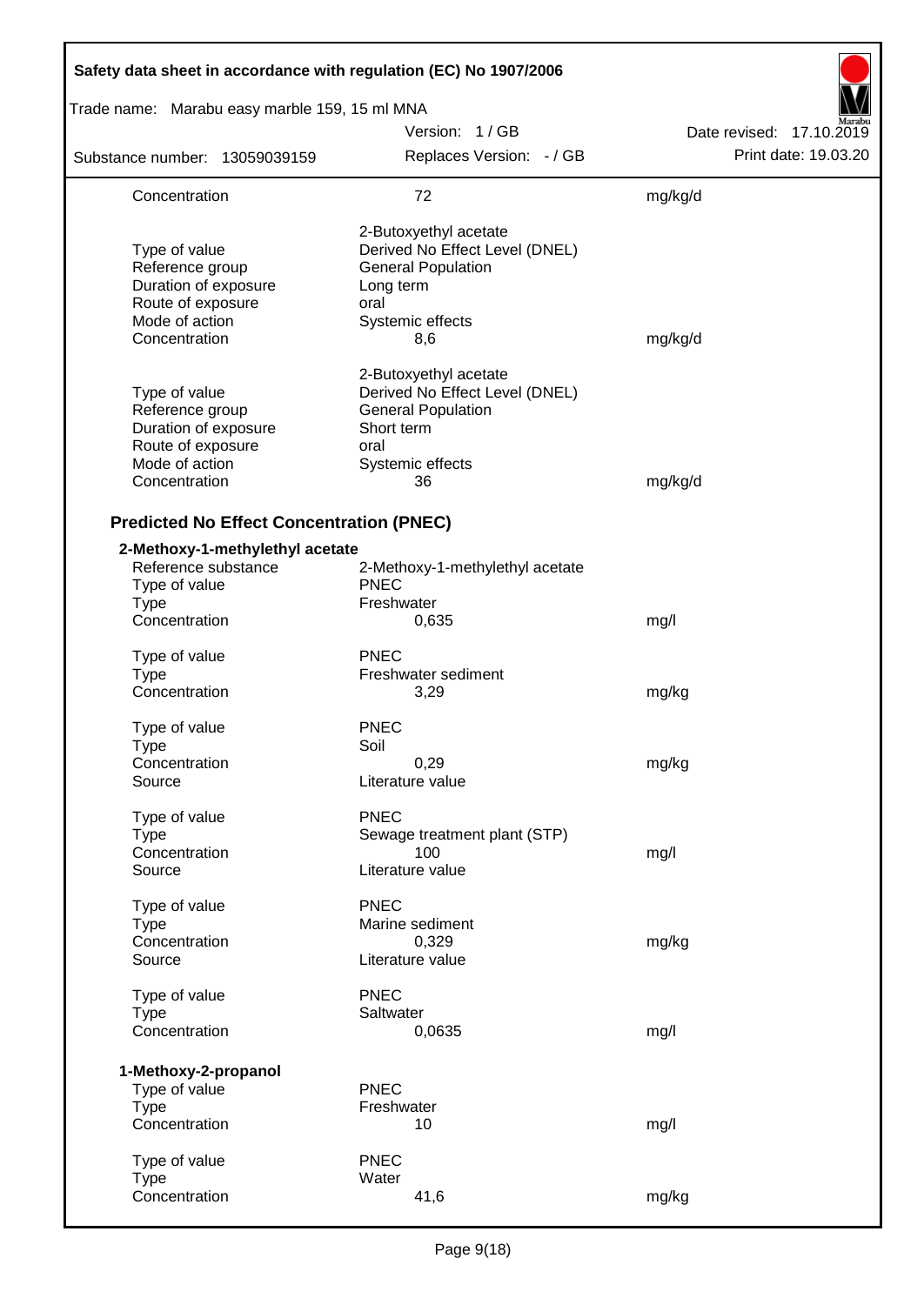| | | |
|---|---|---|
| Concentration | 72 | mg/kg/d |
| | 2-Butoxyethyl acetate | |
| Type of value | Derived No Effect Level (DNEL) | |
| Reference group | General Population | |
| Duration of exposure | Long term | |
| Route of exposure | oral | |
| Mode of action | Systemic effects | |
| Concentration | 8,6 | mg/kg/d |
| | 2-Butoxyethyl acetate | |
| Type of value | Derived No Effect Level (DNEL) | |
| Reference group | General Population | |
| Duration of exposure | Short term | |
| Route of exposure | oral | |
| Mode of action | Systemic effects | |
| Concentration | 36 | mg/kg/d |

**Predicted No Effect Concentration (PNEC)**

**2-Methoxy-1-methylethyl acetate**

| | | |
|---|---|---|
| Reference substance | 2-Methoxy-1-methylethyl acetate | |
| Type of value | PNEC | |
| Type | Freshwater | |
| Concentration | 0,635 | mg/l |
| Type of value | PNEC | |
| Type | Freshwater sediment | |
| Concentration | 3,29 | mg/kg |
| Type of value | PNEC | |
| Type | Soil | |
| Concentration | 0,29 | mg/kg |
| Source | Literature value | |
| Type of value | PNEC | |
| Type | Sewage treatment plant (STP) | |
| Concentration | 100 | mg/l |
| Source | Literature value | |
| Type of value | PNEC | |
| Type | Marine sediment | |
| Concentration | 0,329 | mg/kg |
| Source | Literature value | |
| Type of value | PNEC | |
| Type | Saltwater | |
| Concentration | 0,0635 | mg/l |

**1-Methoxy-2-propanol**

| | | |
|---|---|---|
| Type of value | PNEC | |
| Type | Freshwater | |
| Concentration | 10 | mg/l |
| Type of value | PNEC | |
| Type | Water | |
| Concentration | 41,6 | mg/kg |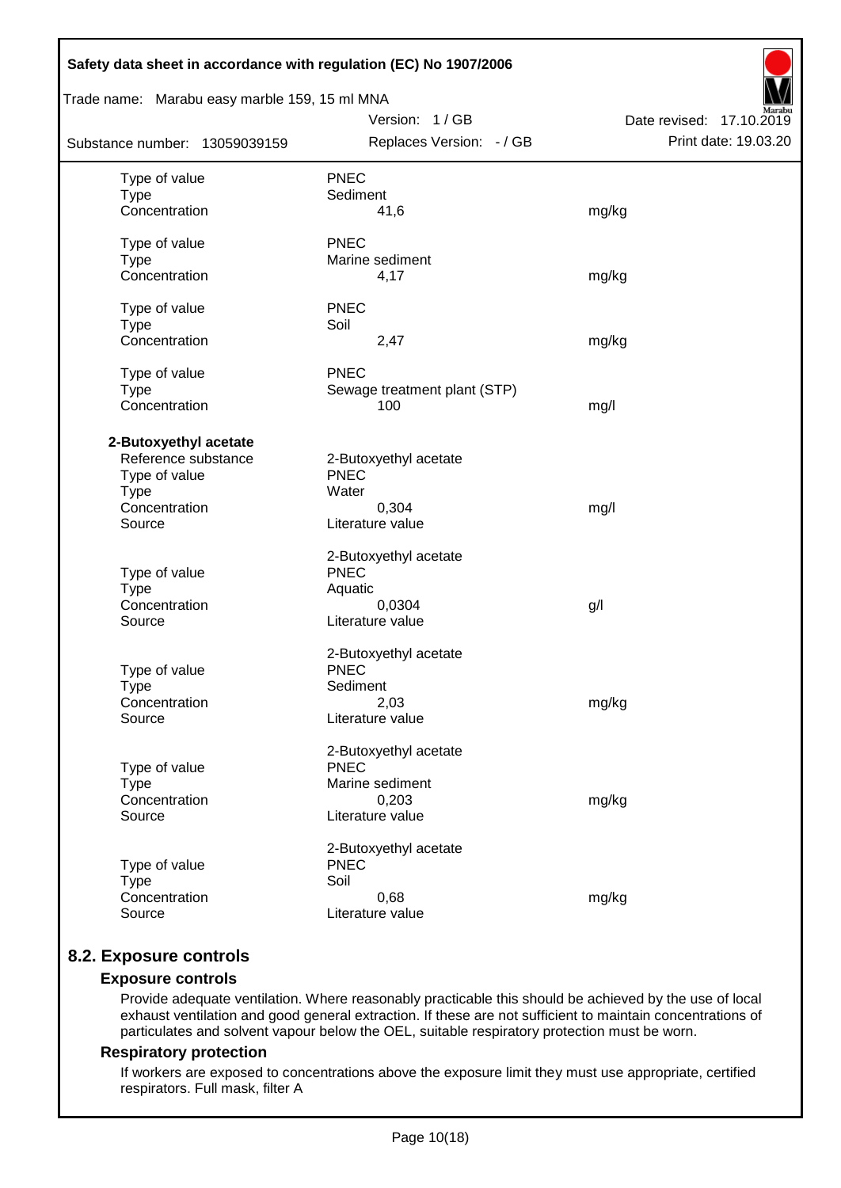| | | |
|---|---|---|
| Type of value | PNEC | |
| Type | Sediment | |
| Concentration | 41,6 | mg/kg |
| | | |
| Type of value | PNEC | |
| Type | Marine sediment | |
| Concentration | 4,17 | mg/kg |
| | | |
| Type of value | PNEC | |
| Type | Soil | |
| Concentration | 2,47 | mg/kg |
| | | |
| Type of value | PNEC | |
| Type | Sewage treatment plant (STP) | |
| Concentration | 100 | mg/l |

**2-Butoxyethyl acetate**

| | | |
|---|---|---|
| Reference substance | 2-Butoxyethyl acetate | |
| Type of value | PNEC | |
| Type | Water | |
| Concentration | 0,304 | mg/l |
| Source | Literature value | |
| | | |
| | 2-Butoxyethyl acetate | |
| Type of value | PNEC | |
| Type | Aquatic | |
| Concentration | 0,0304 | g/l |
| Source | Literature value | |
| | | |
| | 2-Butoxyethyl acetate | |
| Type of value | PNEC | |
| Type | Sediment | |
| Concentration | 2,03 | mg/kg |
| Source | Literature value | |
| | | |
| | 2-Butoxyethyl acetate | |
| Type of value | PNEC | |
| Type | Marine sediment | |
| Concentration | 0,203 | mg/kg |
| Source | Literature value | |
| | | |
| | 2-Butoxyethyl acetate | |
| Type of value | PNEC | |
| Type | Soil | |
| Concentration | 0,68 | mg/kg |
| Source | Literature value | |

## 8.2. Exposure controls

### Exposure controls

Provide adequate ventilation. Where reasonably practicable this should be achieved by the use of local exhaust ventilation and good general extraction. If these are not sufficient to maintain concentrations of particulates and solvent vapour below the OEL, suitable respiratory protection must be worn.

### Respiratory protection

If workers are exposed to concentrations above the exposure limit they must use appropriate, certified respirators. Full mask, filter A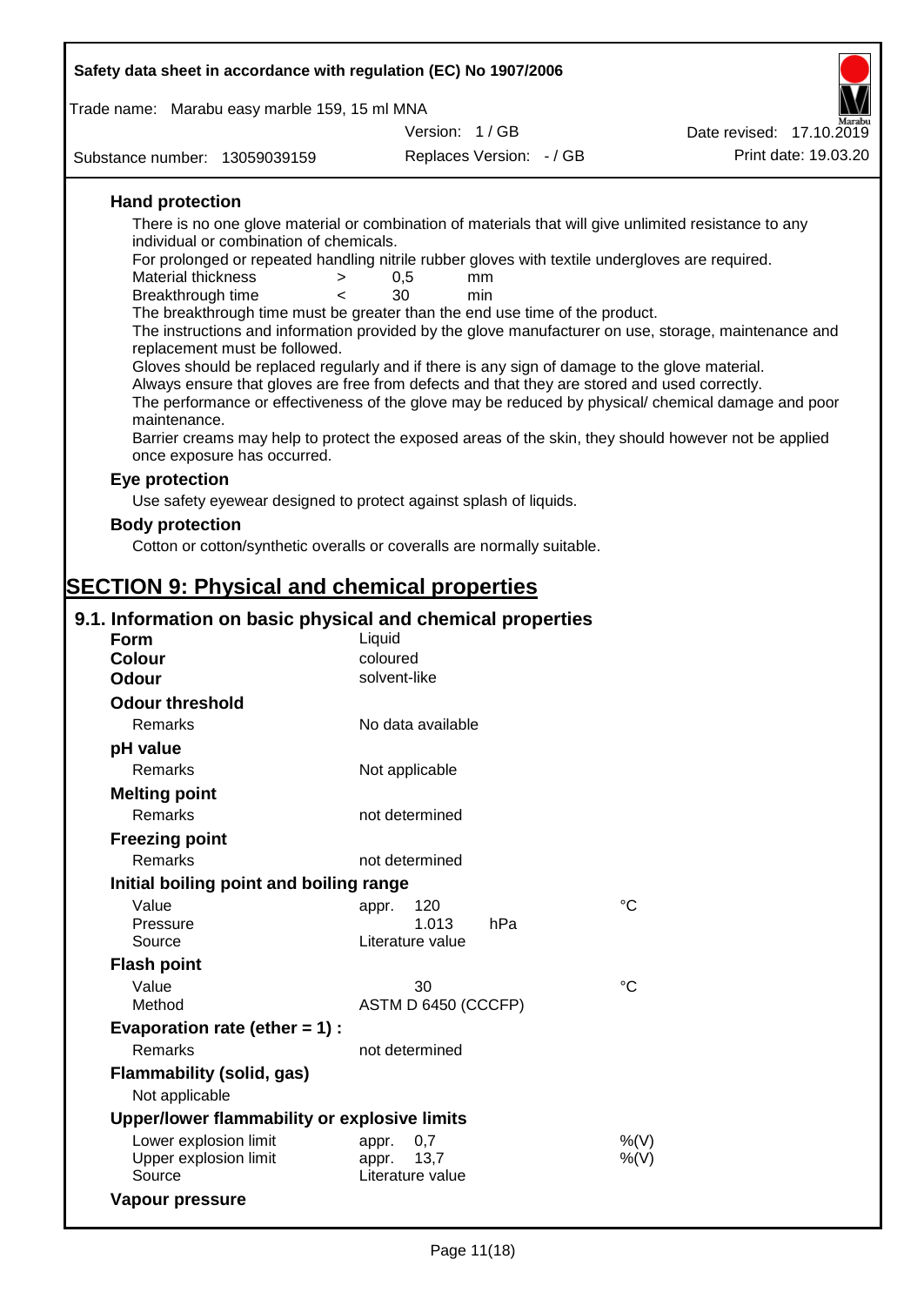### Hand protection

There is no one glove material or combination of materials that will give unlimited resistance to any individual or combination of chemicals.

For prolonged or repeated handling nitrile rubber gloves with textile undergloves are required.

| | | | |
|---|---|---|---|
| Material thickness | > | 0,5 | mm |
| Breakthrough time | < | 30 | min |

The breakthrough time must be greater than the end use time of the product.

The instructions and information provided by the glove manufacturer on use, storage, maintenance and replacement must be followed.

Gloves should be replaced regularly and if there is any sign of damage to the glove material.

Always ensure that gloves are free from defects and that they are stored and used correctly.

The performance or effectiveness of the glove may be reduced by physical/ chemical damage and poor maintenance.

Barrier creams may help to protect the exposed areas of the skin, they should however not be applied once exposure has occurred.

### Eye protection

Use safety eyewear designed to protect against splash of liquids.

### Body protection

Cotton or cotton/synthetic overalls or coveralls are normally suitable.

# SECTION 9: Physical and chemical properties

## 9.1. Information on basic physical and chemical properties

| | | |
|---|---|---|
| **Form** | Liquid | |
| **Colour** | coloured | |
| **Odour** | solvent-like | |
| **Odour threshold** | | |
| Remarks | No data available | |
| **pH value** | | |
| Remarks | Not applicable | |
| **Melting point** | | |
| Remarks | not determined | |
| **Freezing point** | | |
| Remarks | not determined | |
| **Initial boiling point and boiling range** | | |
| Value | appr. 120 | °C |
| Pressure | 1.013 hPa | |
| Source | Literature value | |
| **Flash point** | | |
| Value | 30 | °C |
| Method | ASTM D 6450 (CCCFP) | |
| **Evaporation rate (ether = 1) :** | | |
| Remarks | not determined | |
| **Flammability (solid, gas)** | | |
| Not applicable | | |
| **Upper/lower flammability or explosive limits** | | |
| Lower explosion limit | appr. 0,7 | %(V) |
| Upper explosion limit | appr. 13,7 | %(V) |
| Source | Literature value | |
| **Vapour pressure** | | |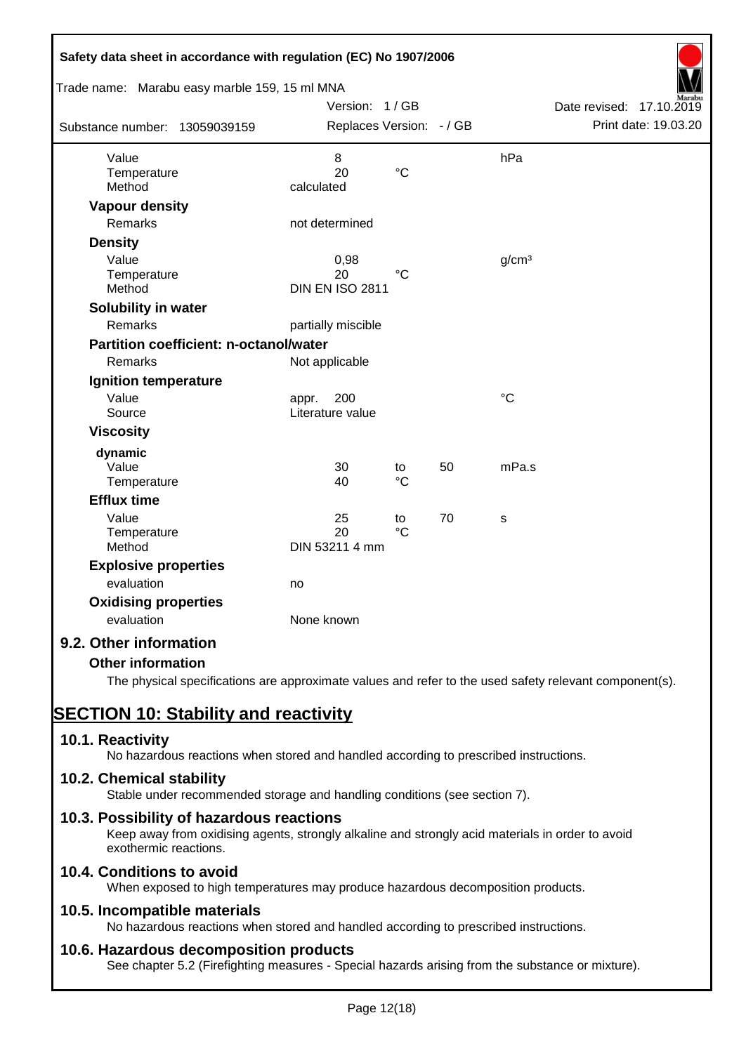| | | | | |
|---|---|---|---|---|
| Value | 8 | | | hPa |
| Temperature | 20 | °C | | |
| Method | calculated | | | |

**Vapour density**

| | |
|---|---|
| Remarks | not determined |

**Density**

| | | | |
|---|---|---|---|
| Value | 0,98 | | g/cm³ |
| Temperature | 20 | °C | |
| Method | DIN EN ISO 2811 | | |

**Solubility in water**

| | |
|---|---|
| Remarks | partially miscible |

**Partition coefficient: n-octanol/water**

| | |
|---|---|
| Remarks | Not applicable |

**Ignition temperature**

| | | |
|---|---|---|
| Value | appr. 200 | °C |
| Source | Literature value | |

**Viscosity**

**dynamic**

| | | | | |
|---|---|---|---|---|
| Value | 30 | to | 50 | mPa.s |
| Temperature | 40 | °C | | |

**Efflux time**

| | | | | |
|---|---|---|---|---|
| Value | 25 | to | 70 | s |
| Temperature | 20 | °C | | |
| Method | DIN 53211 4 mm | | | |

**Explosive properties**

| | |
|---|---|
| evaluation | no |

**Oxidising properties**

| | |
|---|---|
| evaluation | None known |

## 9.2. Other information

**Other information**

The physical specifications are approximate values and refer to the used safety relevant component(s).

# SECTION 10: Stability and reactivity

## 10.1. Reactivity

No hazardous reactions when stored and handled according to prescribed instructions.

## 10.2. Chemical stability

Stable under recommended storage and handling conditions (see section 7).

## 10.3. Possibility of hazardous reactions

Keep away from oxidising agents, strongly alkaline and strongly acid materials in order to avoid exothermic reactions.

## 10.4. Conditions to avoid

When exposed to high temperatures may produce hazardous decomposition products.

## 10.5. Incompatible materials

No hazardous reactions when stored and handled according to prescribed instructions.

## 10.6. Hazardous decomposition products

See chapter 5.2 (Firefighting measures - Special hazards arising from the substance or mixture).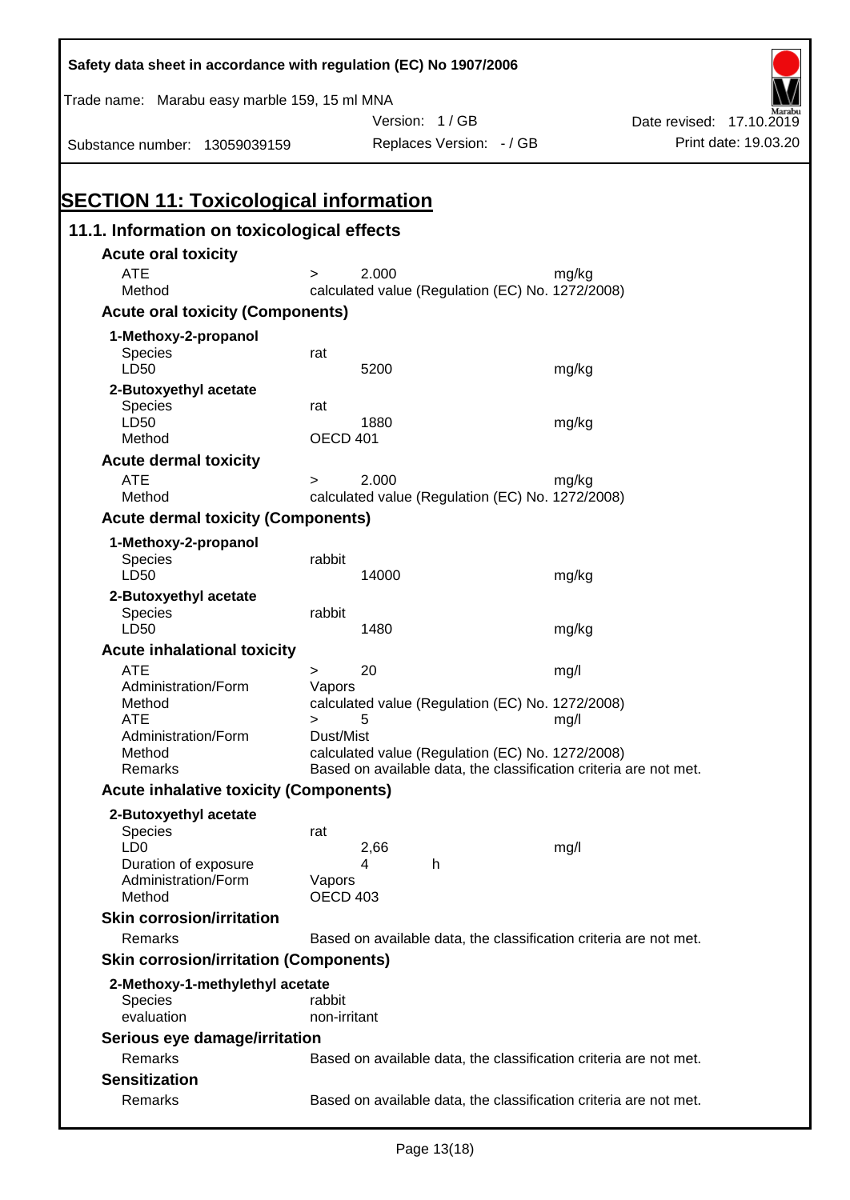# SECTION 11: Toxicological information

## 11.1. Information on toxicological effects

### Acute oral toxicity

| | | | |
|---|---|---|---|
| ATE | > | 2.000 | mg/kg |
| Method | calculated value (Regulation (EC) No. 1272/2008) | | |

### Acute oral toxicity (Components)

**1-Methoxy-2-propanol**

| | | | |
|---|---|---|---|
| Species | rat | | |
| LD50 | | 5200 | mg/kg |

**2-Butoxyethyl acetate**

| | | | |
|---|---|---|---|
| Species | rat | | |
| LD50 | | 1880 | mg/kg |
| Method | OECD 401 | | |

### Acute dermal toxicity

| | | | |
|---|---|---|---|
| ATE | > | 2.000 | mg/kg |
| Method | calculated value (Regulation (EC) No. 1272/2008) | | |

### Acute dermal toxicity (Components)

**1-Methoxy-2-propanol**

| | | | |
|---|---|---|---|
| Species | rabbit | | |
| LD50 | | 14000 | mg/kg |

**2-Butoxyethyl acetate**

| | | | |
|---|---|---|---|
| Species | rabbit | | |
| LD50 | | 1480 | mg/kg |

### Acute inhalational toxicity

| | | | |
|---|---|---|---|
| ATE | > | 20 | mg/l |
| Administration/Form | Vapors | | |
| Method | calculated value (Regulation (EC) No. 1272/2008) | | |
| ATE | > | 5 | mg/l |
| Administration/Form | Dust/Mist | | |
| Method | calculated value (Regulation (EC) No. 1272/2008) | | |
| Remarks | Based on available data, the classification criteria are not met. | | |

### Acute inhalative toxicity (Components)

**2-Butoxyethyl acetate**

| | | | |
|---|---|---|---|
| Species | rat | | |
| LD0 | | 2,66 | mg/l |
| Duration of exposure | | 4 h | |
| Administration/Form | Vapors | | |
| Method | OECD 403 | | |

### Skin corrosion/irritation

| | |
|---|---|
| Remarks | Based on available data, the classification criteria are not met. |

### Skin corrosion/irritation (Components)

**2-Methoxy-1-methylethyl acetate**

| | |
|---|---|
| Species | rabbit |
| evaluation | non-irritant |

### Serious eye damage/irritation

| | |
|---|---|
| Remarks | Based on available data, the classification criteria are not met. |

### Sensitization

| | |
|---|---|
| Remarks | Based on available data, the classification criteria are not met. |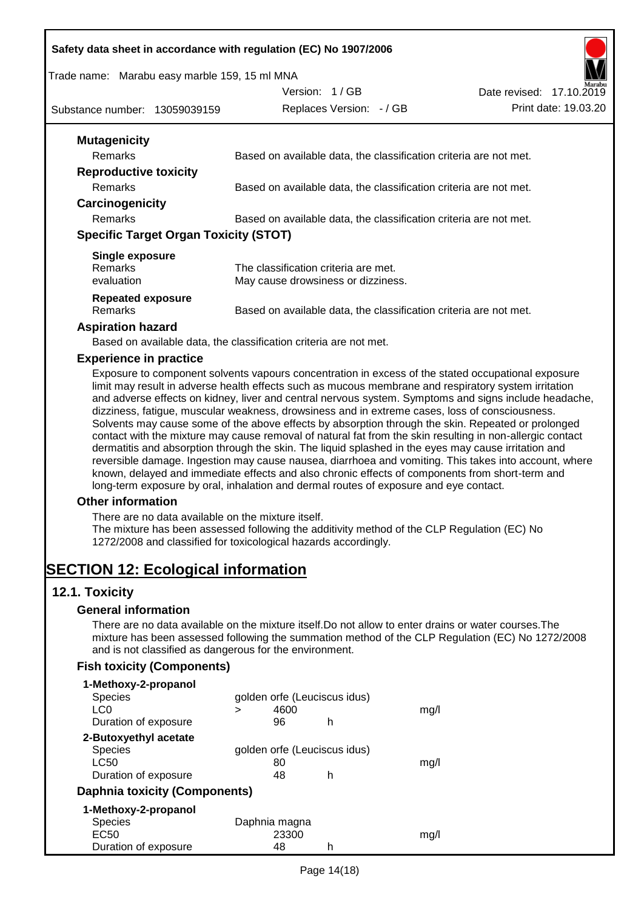**Mutagenicity**

| | |
|---|---|
| Remarks | Based on available data, the classification criteria are not met. |

**Reproductive toxicity**

| | |
|---|---|
| Remarks | Based on available data, the classification criteria are not met. |

**Carcinogenicity**

| | |
|---|---|
| Remarks | Based on available data, the classification criteria are not met. |

**Specific Target Organ Toxicity (STOT)**

**Single exposure**

| | |
|---|---|
| Remarks | The classification criteria are met. |
| evaluation | May cause drowsiness or dizziness. |

**Repeated exposure**

| | |
|---|---|
| Remarks | Based on available data, the classification criteria are not met. |

**Aspiration hazard**

Based on available data, the classification criteria are not met.

**Experience in practice**

Exposure to component solvents vapours concentration in excess of the stated occupational exposure limit may result in adverse health effects such as mucous membrane and respiratory system irritation and adverse effects on kidney, liver and central nervous system. Symptoms and signs include headache, dizziness, fatigue, muscular weakness, drowsiness and in extreme cases, loss of consciousness. Solvents may cause some of the above effects by absorption through the skin. Repeated or prolonged contact with the mixture may cause removal of natural fat from the skin resulting in non-allergic contact dermatitis and absorption through the skin. The liquid splashed in the eyes may cause irritation and reversible damage. Ingestion may cause nausea, diarrhoea and vomiting. This takes into account, where known, delayed and immediate effects and also chronic effects of components from short-term and long-term exposure by oral, inhalation and dermal routes of exposure and eye contact.

**Other information**

There are no data available on the mixture itself.
The mixture has been assessed following the additivity method of the CLP Regulation (EC) No 1272/2008 and classified for toxicological hazards accordingly.

# SECTION 12: Ecological information

## 12.1. Toxicity

**General information**

There are no data available on the mixture itself.Do not allow to enter drains or water courses.The mixture has been assessed following the summation method of the CLP Regulation (EC) No 1272/2008 and is not classified as dangerous for the environment.

**Fish toxicity (Components)**

**1-Methoxy-2-propanol**

| | | | | |
|---|---|---|---|---|
| Species | golden orfe (Leuciscus idus) | | | |
| LC0 | > | 4600 | | mg/l |
| Duration of exposure | | 96 | h | |

**2-Butoxyethyl acetate**

| | | | | |
|---|---|---|---|---|
| Species | golden orfe (Leuciscus idus) | | | |
| LC50 | | 80 | | mg/l |
| Duration of exposure | | 48 | h | |

**Daphnia toxicity (Components)**

**1-Methoxy-2-propanol**

| | | | | |
|---|---|---|---|---|
| Species | Daphnia magna | | | |
| EC50 | | 23300 | | mg/l |
| Duration of exposure | | 48 | h | |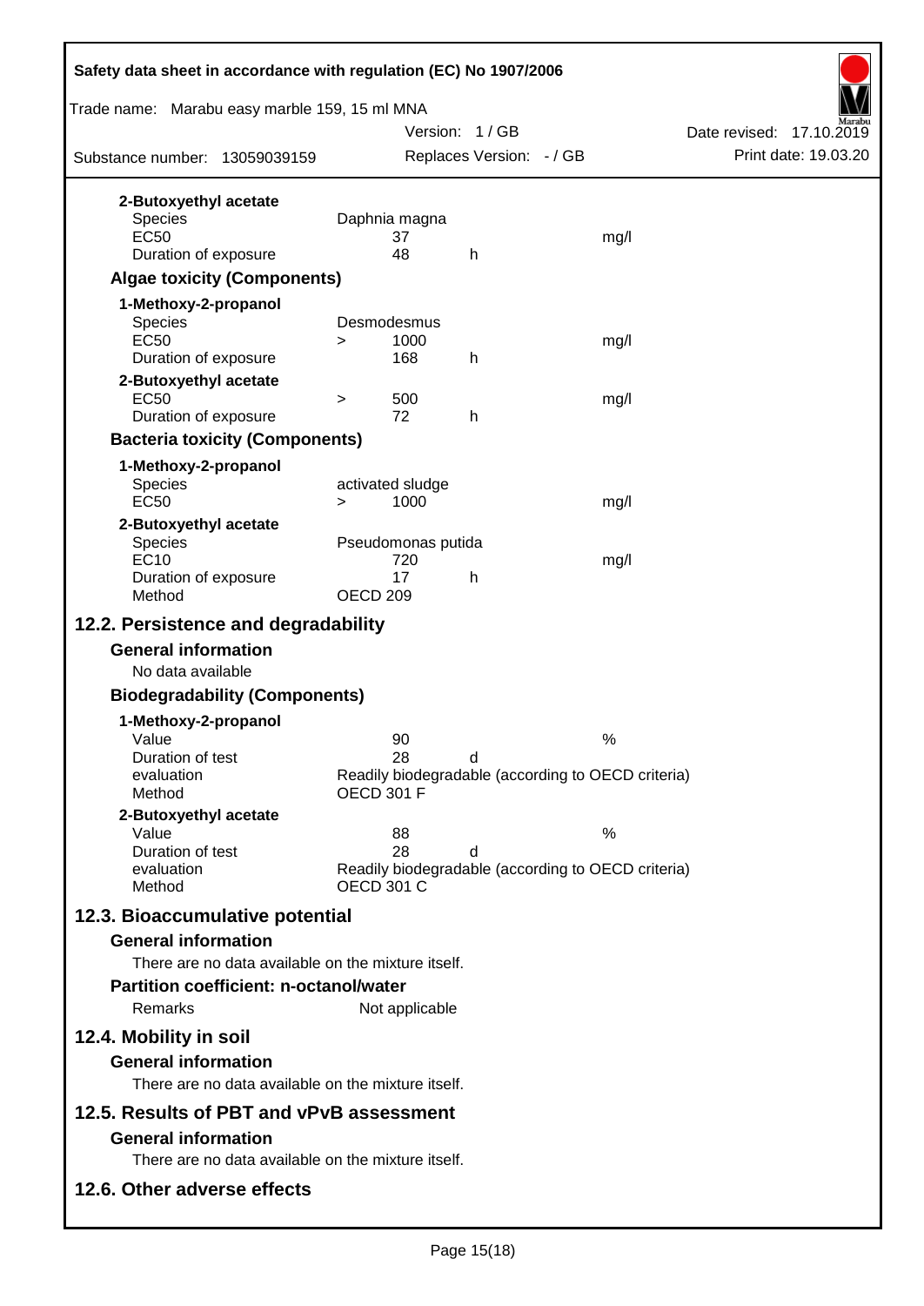**2-Butoxyethyl acetate**

| | | | |
|---|---|---|---|
| Species | Daphnia magna | | |
| EC50 | 37 | | mg/l |
| Duration of exposure | 48 | h | |

### Algae toxicity (Components)

**1-Methoxy-2-propanol**

| | | | | |
|---|---|---|---|---|
| Species | Desmodesmus | | | |
| EC50 | > | 1000 | | mg/l |
| Duration of exposure | | 168 | h | |

**2-Butoxyethyl acetate**

| | | | | |
|---|---|---|---|---|
| EC50 | > | 500 | | mg/l |
| Duration of exposure | | 72 | h | |

### Bacteria toxicity (Components)

**1-Methoxy-2-propanol**

| | | | |
|---|---|---|---|
| Species | activated sludge | | |
| EC50 | > 1000 | | mg/l |

**2-Butoxyethyl acetate**

| | | | |
|---|---|---|---|
| Species | Pseudomonas putida | | |
| EC10 | 720 | | mg/l |
| Duration of exposure | 17 | h | |
| Method | OECD 209 | | |

## 12.2. Persistence and degradability

### General information

No data available

### Biodegradability (Components)

**1-Methoxy-2-propanol**

| | | | |
|---|---|---|---|
| Value | 90 | | % |
| Duration of test | 28 | d | |
| evaluation | Readily biodegradable (according to OECD criteria) | | |
| Method | OECD 301 F | | |

**2-Butoxyethyl acetate**

| | | | |
|---|---|---|---|
| Value | 88 | | % |
| Duration of test | 28 | d | |
| evaluation | Readily biodegradable (according to OECD criteria) | | |
| Method | OECD 301 C | | |

## 12.3. Bioaccumulative potential

### General information

There are no data available on the mixture itself.

### Partition coefficient: n-octanol/water

Remarks: Not applicable

## 12.4. Mobility in soil

### General information

There are no data available on the mixture itself.

## 12.5. Results of PBT and vPvB assessment

### General information

There are no data available on the mixture itself.

## 12.6. Other adverse effects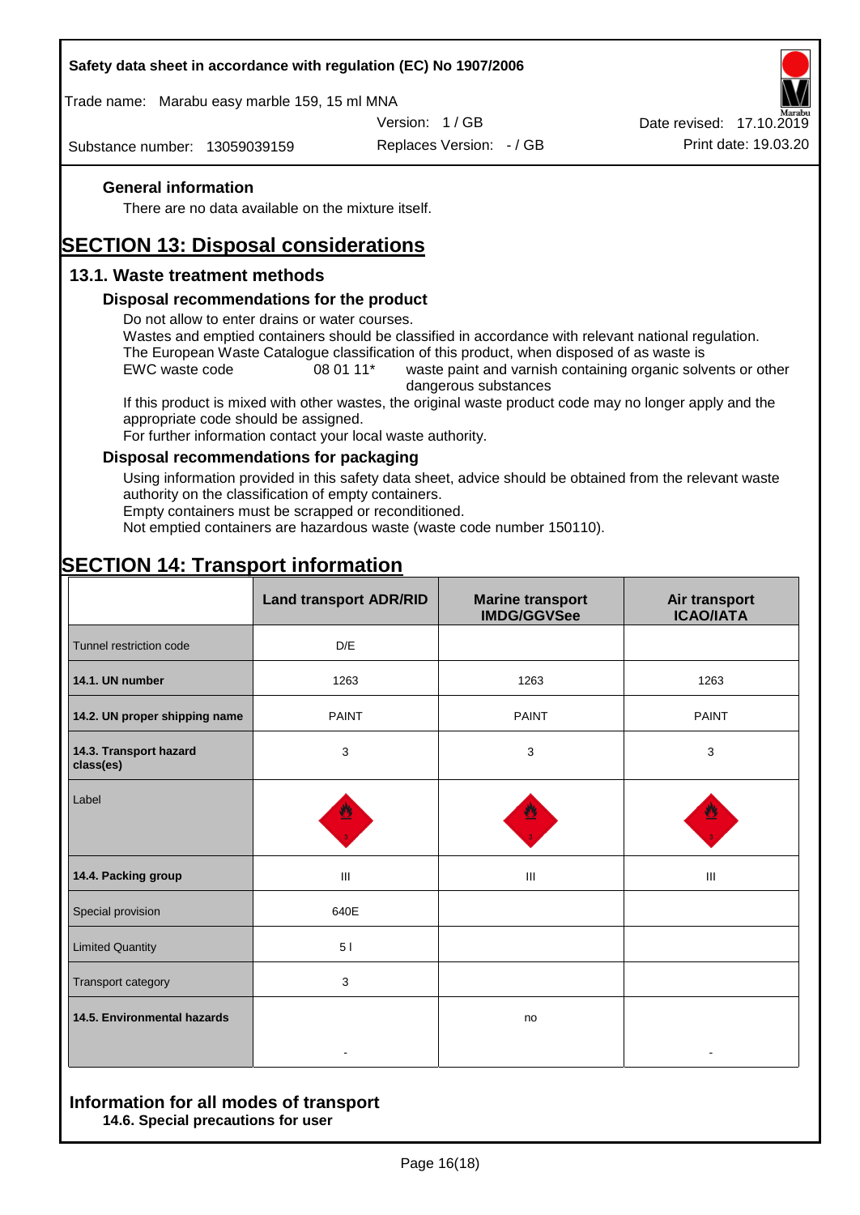### General information

There are no data available on the mixture itself.

# SECTION 13: Disposal considerations

## 13.1. Waste treatment methods

### Disposal recommendations for the product

Do not allow to enter drains or water courses.
Wastes and emptied containers should be classified in accordance with relevant national regulation.
The European Waste Catalogue classification of this product, when disposed of as waste is

EWC waste code 08 01 11* waste paint and varnish containing organic solvents or other dangerous substances

If this product is mixed with other wastes, the original waste product code may no longer apply and the appropriate code should be assigned.
For further information contact your local waste authority.

### Disposal recommendations for packaging

Using information provided in this safety data sheet, advice should be obtained from the relevant waste authority on the classification of empty containers.
Empty containers must be scrapped or reconditioned.
Not emptied containers are hazardous waste (waste code number 150110).

# SECTION 14: Transport information

| | Land transport ADR/RID | Marine transport IMDG/GGVSee | Air transport ICAO/IATA |
|---|---|---|---|
| Tunnel restriction code | D/E | | |
| **14.1. UN number** | 1263 | 1263 | 1263 |
| **14.2. UN proper shipping name** | PAINT | PAINT | PAINT |
| **14.3. Transport hazard class(es)** | 3 | 3 | 3 |
| Label | | | |
| **14.4. Packing group** | III | III | III |
| Special provision | 640E | | |
| Limited Quantity | 5 l | | |
| Transport category | 3 | | |
| **14.5. Environmental hazards** | - | no | - |

## Information for all modes of transport

### 14.6. Special precautions for user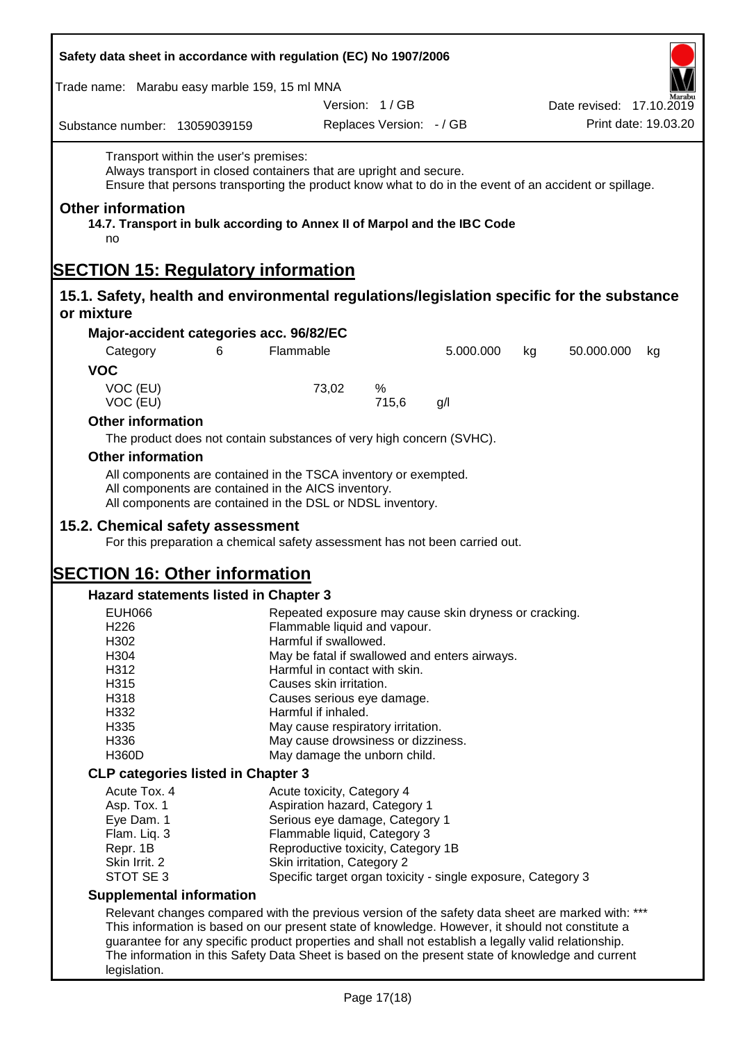Transport within the user's premises:
Always transport in closed containers that are upright and secure.
Ensure that persons transporting the product know what to do in the event of an accident or spillage.

### Other information

**14.7. Transport in bulk according to Annex II of Marpol and the IBC Code**

no

# SECTION 15: Regulatory information

## 15.1. Safety, health and environmental regulations/legislation specific for the substance or mixture

### Major-accident categories acc. 96/82/EC

| Category | 6 | Flammable | 5.000.000 | kg | 50.000.000 | kg |
|---|---|---|---|---|---|---|

### VOC

| VOC (EU) | 73,02 | % |
|---|---|---|
| VOC (EU) | 715,6 | g/l |

### Other information

The product does not contain substances of very high concern (SVHC).

### Other information

All components are contained in the TSCA inventory or exempted.
All components are contained in the AICS inventory.
All components are contained in the DSL or NDSL inventory.

## 15.2. Chemical safety assessment

For this preparation a chemical safety assessment has not been carried out.

# SECTION 16: Other information

### Hazard statements listed in Chapter 3

| | |
|---|---|
| EUH066 | Repeated exposure may cause skin dryness or cracking. |
| H226 | Flammable liquid and vapour. |
| H302 | Harmful if swallowed. |
| H304 | May be fatal if swallowed and enters airways. |
| H312 | Harmful in contact with skin. |
| H315 | Causes skin irritation. |
| H318 | Causes serious eye damage. |
| H332 | Harmful if inhaled. |
| H335 | May cause respiratory irritation. |
| H336 | May cause drowsiness or dizziness. |
| H360D | May damage the unborn child. |

### CLP categories listed in Chapter 3

| | |
|---|---|
| Acute Tox. 4 | Acute toxicity, Category 4 |
| Asp. Tox. 1 | Aspiration hazard, Category 1 |
| Eye Dam. 1 | Serious eye damage, Category 1 |
| Flam. Liq. 3 | Flammable liquid, Category 3 |
| Repr. 1B | Reproductive toxicity, Category 1B |
| Skin Irrit. 2 | Skin irritation, Category 2 |
| STOT SE 3 | Specific target organ toxicity - single exposure, Category 3 |

### Supplemental information

Relevant changes compared with the previous version of the safety data sheet are marked with: ***
This information is based on our present state of knowledge. However, it should not constitute a guarantee for any specific product properties and shall not establish a legally valid relationship.
The information in this Safety Data Sheet is based on the present state of knowledge and current legislation.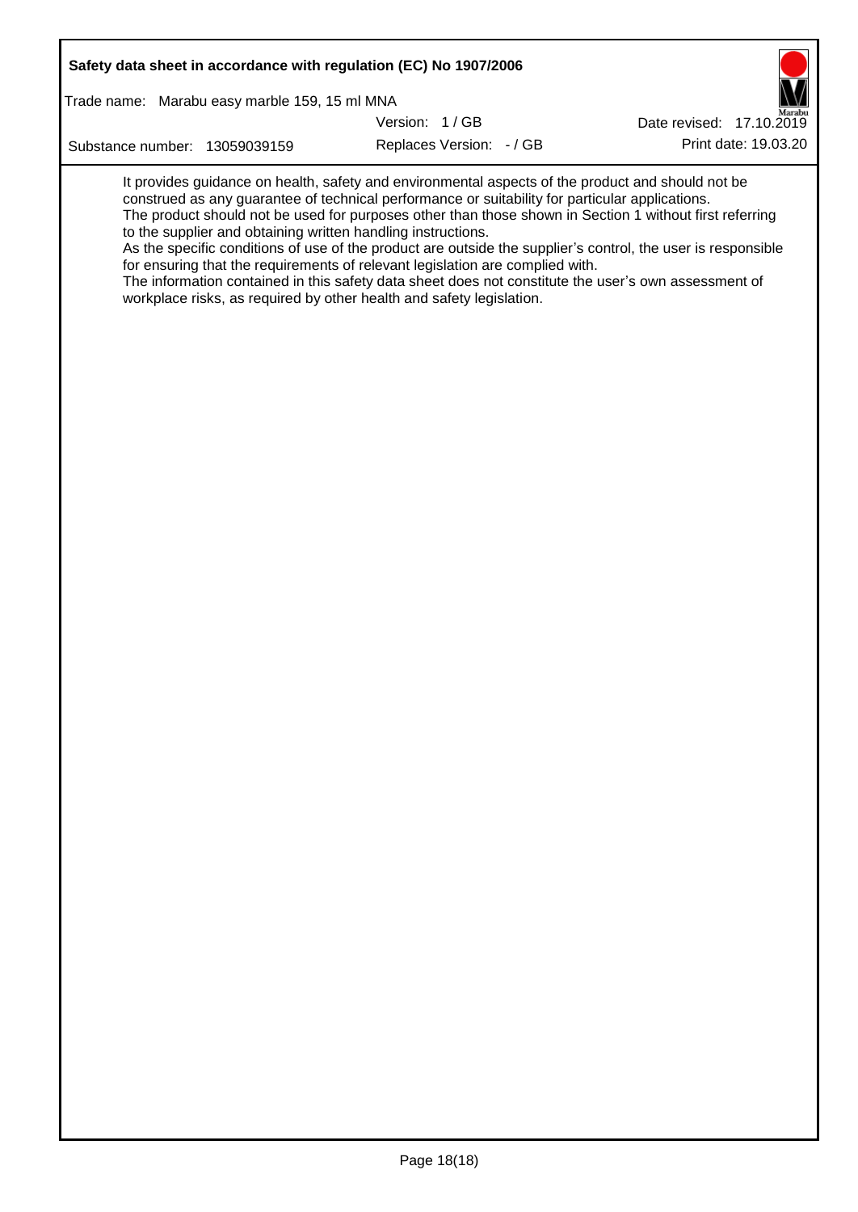It provides guidance on health, safety and environmental aspects of the product and should not be construed as any guarantee of technical performance or suitability for particular applications.
The product should not be used for purposes other than those shown in Section 1 without first referring to the supplier and obtaining written handling instructions.
As the specific conditions of use of the product are outside the supplier's control, the user is responsible for ensuring that the requirements of relevant legislation are complied with.
The information contained in this safety data sheet does not constitute the user's own assessment of workplace risks, as required by other health and safety legislation.